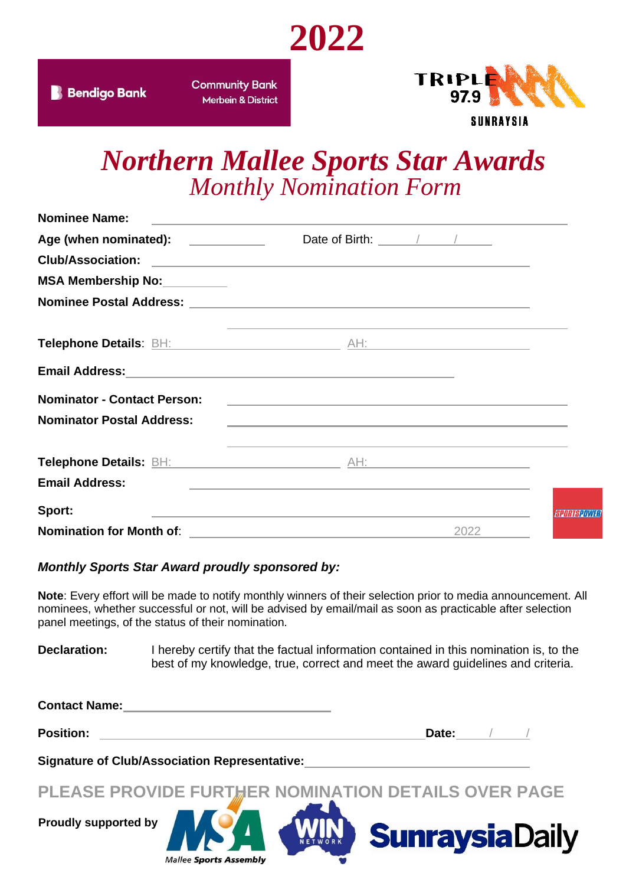# 2022

Bendigo Bank Community Bank Merbein & District

TRIPLE M 97.9 SUNRAYSIA

# *Northern Mallee Sports Star Awards*

## *Monthly Nomination Form*

**Nominee Name:** ______________________________

**Age (when nominated):** __________ Date of Birth: ___/___/___

**Club/Association:** ______________________________

**MSA Membership No:** __________

**Nominee Postal Address:** ______________________________

______________________________

**Telephone Details**: BH: ______________ AH: ______________

**Email Address:** ______________________________

**Nominator - Contact Person:** ______________________________

**Nominator Postal Address:** ______________________________

______________________________

**Telephone Details:** BH: ______________ AH: ______________

**Email Address:** ______________________________

**Sport:** ______________________________

**Nomination for Month of**: ______________ 2022

SPORTSPOWER

***Monthly Sports Star Award proudly sponsored by:***

**Note**: Every effort will be made to notify monthly winners of their selection prior to media announcement. All nominees, whether successful or not, will be advised by email/mail as soon as practicable after selection panel meetings, of the status of their nomination.

**Declaration:** I hereby certify that the factual information contained in this nomination is, to the best of my knowledge, true, correct and meet the award guidelines and criteria.

**Contact Name:** ______________________________

**Position:** ______________________________ **Date:** ___/___/___

**Signature of Club/Association Representative:** ______________________________

**PLEASE PROVIDE FURTHER NOMINATION DETAILS OVER PAGE**

**Proudly supported by** MSA Mallee Sports Assembly, WIN Network, SunraysiaDaily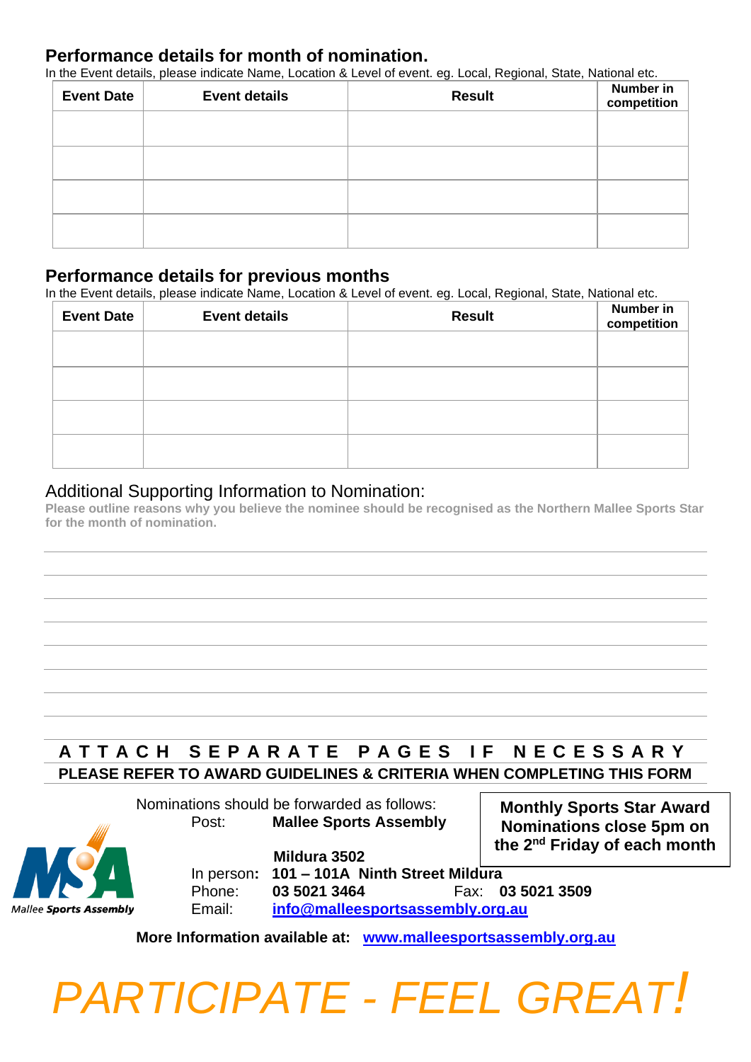## Performance details for month of nomination.

In the Event details, please indicate Name, Location & Level of event. eg. Local, Regional, State, National etc.

| Event Date | Event details | Result | Number in competition |
|---|---|---|---|
| | | | |
| | | | |
| | | | |
| | | | |

## Performance details for previous months

In the Event details, please indicate Name, Location & Level of event. eg. Local, Regional, State, National etc.

| Event Date | Event details | Result | Number in competition |
|---|---|---|---|
| | | | |
| | | | |
| | | | |
| | | | |

## Additional Supporting Information to Nomination:

**Please outline reasons why you believe the nominee should be recognised as the Northern Mallee Sports Star for the month of nomination.**

**ATTACH SEPARATE PAGES IF NECESSARY**

**PLEASE REFER TO AWARD GUIDELINES & CRITERIA WHEN COMPLETING THIS FORM**

Nominations should be forwarded as follows:

Post: **Mallee Sports Assembly**
**Mildura 3502**

In person: **101 – 101A Ninth Street Mildura**

Phone: **03 5021 3464** Fax: **03 5021 3509**

Email: **info@malleesportsassembly.org.au**

**Monthly Sports Star Award Nominations close 5pm on the 2nd Friday of each month**

Mallee **Sports Assembly**

**More Information available at: www.malleesportsassembly.org.au**

*PARTICIPATE - FEEL GREAT!*